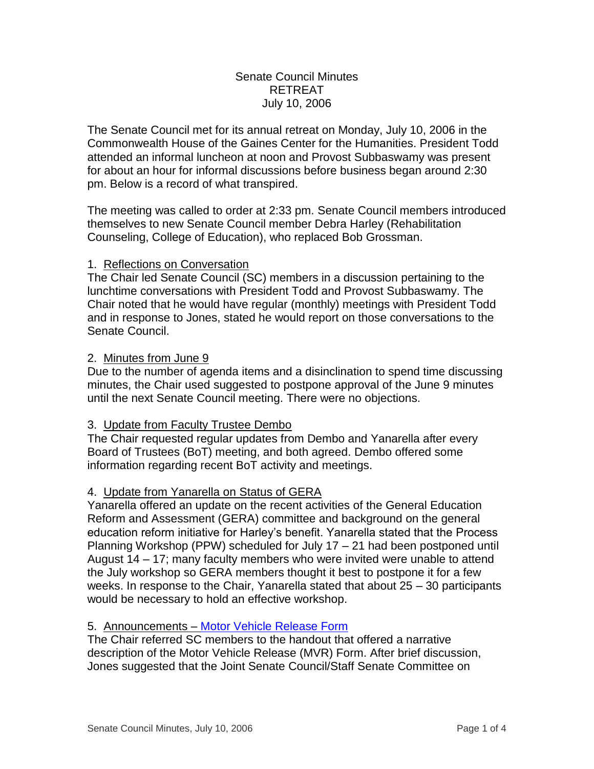Senate Council Minutes
RETREAT
July 10, 2006

The Senate Council met for its annual retreat on Monday, July 10, 2006 in the Commonwealth House of the Gaines Center for the Humanities. President Todd attended an informal luncheon at noon and Provost Subbaswamy was present for about an hour for informal discussions before business began around 2:30 pm. Below is a record of what transpired.

The meeting was called to order at 2:33 pm. Senate Council members introduced themselves to new Senate Council member Debra Harley (Rehabilitation Counseling, College of Education), who replaced Bob Grossman.

1. Reflections on Conversation

The Chair led Senate Council (SC) members in a discussion pertaining to the lunchtime conversations with President Todd and Provost Subbaswamy. The Chair noted that he would have regular (monthly) meetings with President Todd and in response to Jones, stated he would report on those conversations to the Senate Council.

2. Minutes from June 9

Due to the number of agenda items and a disinclination to spend time discussing minutes, the Chair used suggested to postpone approval of the June 9 minutes until the next Senate Council meeting. There were no objections.

3. Update from Faculty Trustee Dembo

The Chair requested regular updates from Dembo and Yanarella after every Board of Trustees (BoT) meeting, and both agreed. Dembo offered some information regarding recent BoT activity and meetings.

4. Update from Yanarella on Status of GERA

Yanarella offered an update on the recent activities of the General Education Reform and Assessment (GERA) committee and background on the general education reform initiative for Harley's benefit. Yanarella stated that the Process Planning Workshop (PPW) scheduled for July 17 – 21 had been postponed until August 14 – 17; many faculty members who were invited were unable to attend the July workshop so GERA members thought it best to postpone it for a few weeks. In response to the Chair, Yanarella stated that about 25 – 30 participants would be necessary to hold an effective workshop.

5. Announcements – Motor Vehicle Release Form

The Chair referred SC members to the handout that offered a narrative description of the Motor Vehicle Release (MVR) Form. After brief discussion, Jones suggested that the Joint Senate Council/Staff Senate Committee on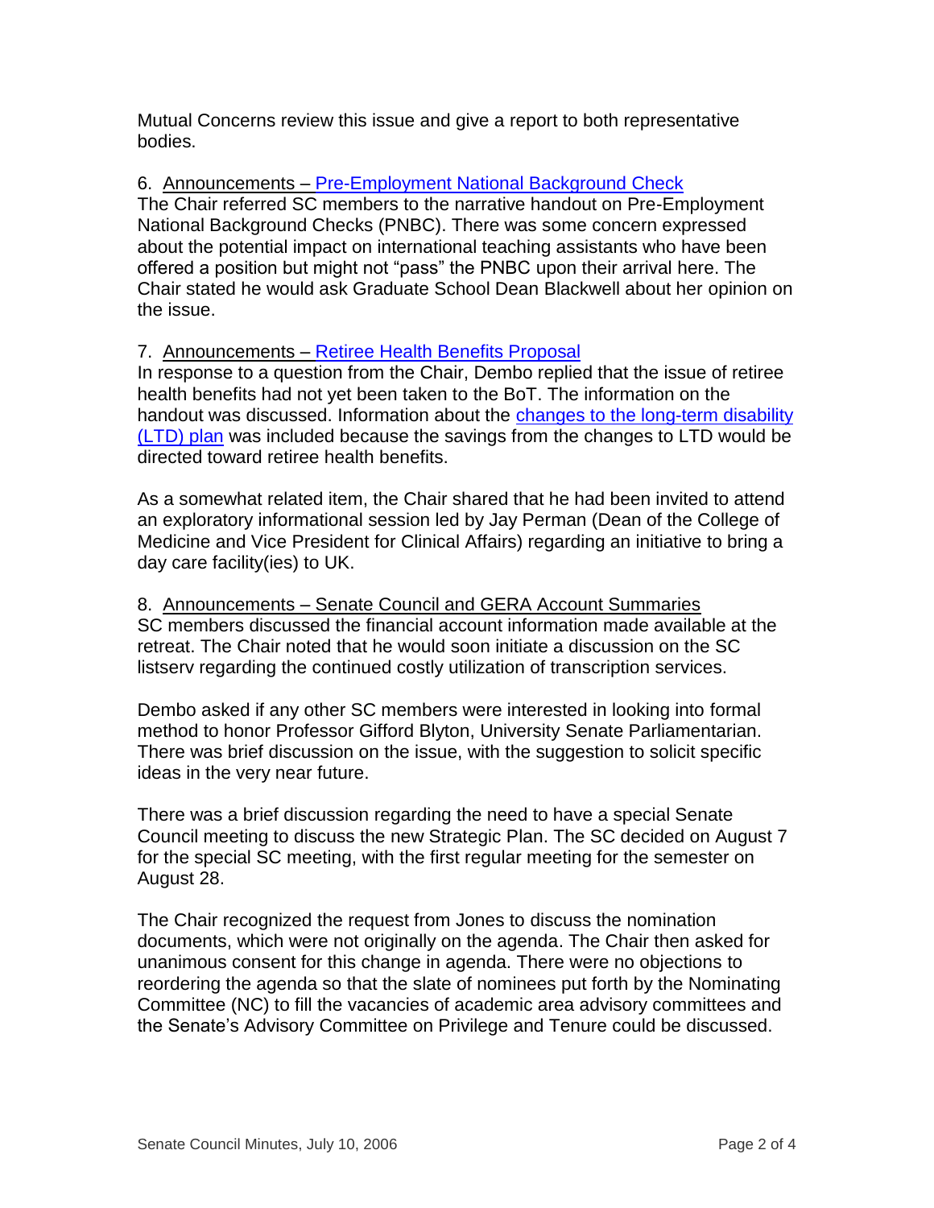Mutual Concerns review this issue and give a report to both representative bodies.

6. Announcements – Pre-Employment National Background Check

The Chair referred SC members to the narrative handout on Pre-Employment National Background Checks (PNBC). There was some concern expressed about the potential impact on international teaching assistants who have been offered a position but might not "pass" the PNBC upon their arrival here. The Chair stated he would ask Graduate School Dean Blackwell about her opinion on the issue.

7. Announcements – Retiree Health Benefits Proposal

In response to a question from the Chair, Dembo replied that the issue of retiree health benefits had not yet been taken to the BoT. The information on the handout was discussed. Information about the changes to the long-term disability (LTD) plan was included because the savings from the changes to LTD would be directed toward retiree health benefits.

As a somewhat related item, the Chair shared that he had been invited to attend an exploratory informational session led by Jay Perman (Dean of the College of Medicine and Vice President for Clinical Affairs) regarding an initiative to bring a day care facility(ies) to UK.

8. Announcements – Senate Council and GERA Account Summaries

SC members discussed the financial account information made available at the retreat. The Chair noted that he would soon initiate a discussion on the SC listserv regarding the continued costly utilization of transcription services.

Dembo asked if any other SC members were interested in looking into formal method to honor Professor Gifford Blyton, University Senate Parliamentarian. There was brief discussion on the issue, with the suggestion to solicit specific ideas in the very near future.

There was a brief discussion regarding the need to have a special Senate Council meeting to discuss the new Strategic Plan. The SC decided on August 7 for the special SC meeting, with the first regular meeting for the semester on August 28.

The Chair recognized the request from Jones to discuss the nomination documents, which were not originally on the agenda. The Chair then asked for unanimous consent for this change in agenda. There were no objections to reordering the agenda so that the slate of nominees put forth by the Nominating Committee (NC) to fill the vacancies of academic area advisory committees and the Senate's Advisory Committee on Privilege and Tenure could be discussed.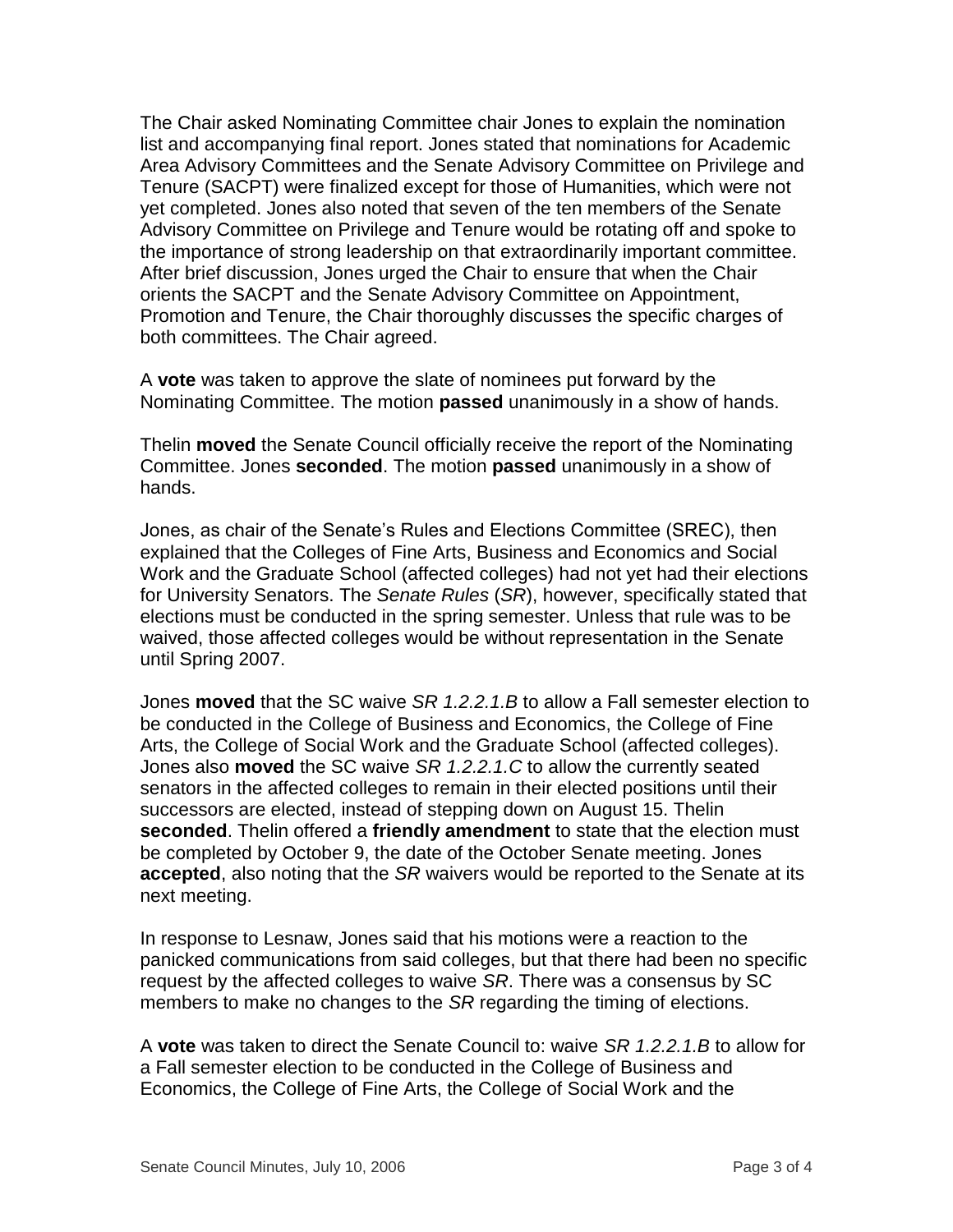The Chair asked Nominating Committee chair Jones to explain the nomination list and accompanying final report. Jones stated that nominations for Academic Area Advisory Committees and the Senate Advisory Committee on Privilege and Tenure (SACPT) were finalized except for those of Humanities, which were not yet completed. Jones also noted that seven of the ten members of the Senate Advisory Committee on Privilege and Tenure would be rotating off and spoke to the importance of strong leadership on that extraordinarily important committee. After brief discussion, Jones urged the Chair to ensure that when the Chair orients the SACPT and the Senate Advisory Committee on Appointment, Promotion and Tenure, the Chair thoroughly discusses the specific charges of both committees. The Chair agreed.

A **vote** was taken to approve the slate of nominees put forward by the Nominating Committee. The motion **passed** unanimously in a show of hands.

Thelin **moved** the Senate Council officially receive the report of the Nominating Committee. Jones **seconded**. The motion **passed** unanimously in a show of hands.

Jones, as chair of the Senate's Rules and Elections Committee (SREC), then explained that the Colleges of Fine Arts, Business and Economics and Social Work and the Graduate School (affected colleges) had not yet had their elections for University Senators. The *Senate Rules* (*SR*), however, specifically stated that elections must be conducted in the spring semester. Unless that rule was to be waived, those affected colleges would be without representation in the Senate until Spring 2007.

Jones **moved** that the SC waive *SR 1.2.2.1.B* to allow a Fall semester election to be conducted in the College of Business and Economics, the College of Fine Arts, the College of Social Work and the Graduate School (affected colleges). Jones also **moved** the SC waive *SR 1.2.2.1.C* to allow the currently seated senators in the affected colleges to remain in their elected positions until their successors are elected, instead of stepping down on August 15. Thelin **seconded**. Thelin offered a **friendly amendment** to state that the election must be completed by October 9, the date of the October Senate meeting. Jones **accepted**, also noting that the *SR* waivers would be reported to the Senate at its next meeting.

In response to Lesnaw, Jones said that his motions were a reaction to the panicked communications from said colleges, but that there had been no specific request by the affected colleges to waive *SR*. There was a consensus by SC members to make no changes to the *SR* regarding the timing of elections.

A **vote** was taken to direct the Senate Council to: waive *SR 1.2.2.1.B* to allow for a Fall semester election to be conducted in the College of Business and Economics, the College of Fine Arts, the College of Social Work and the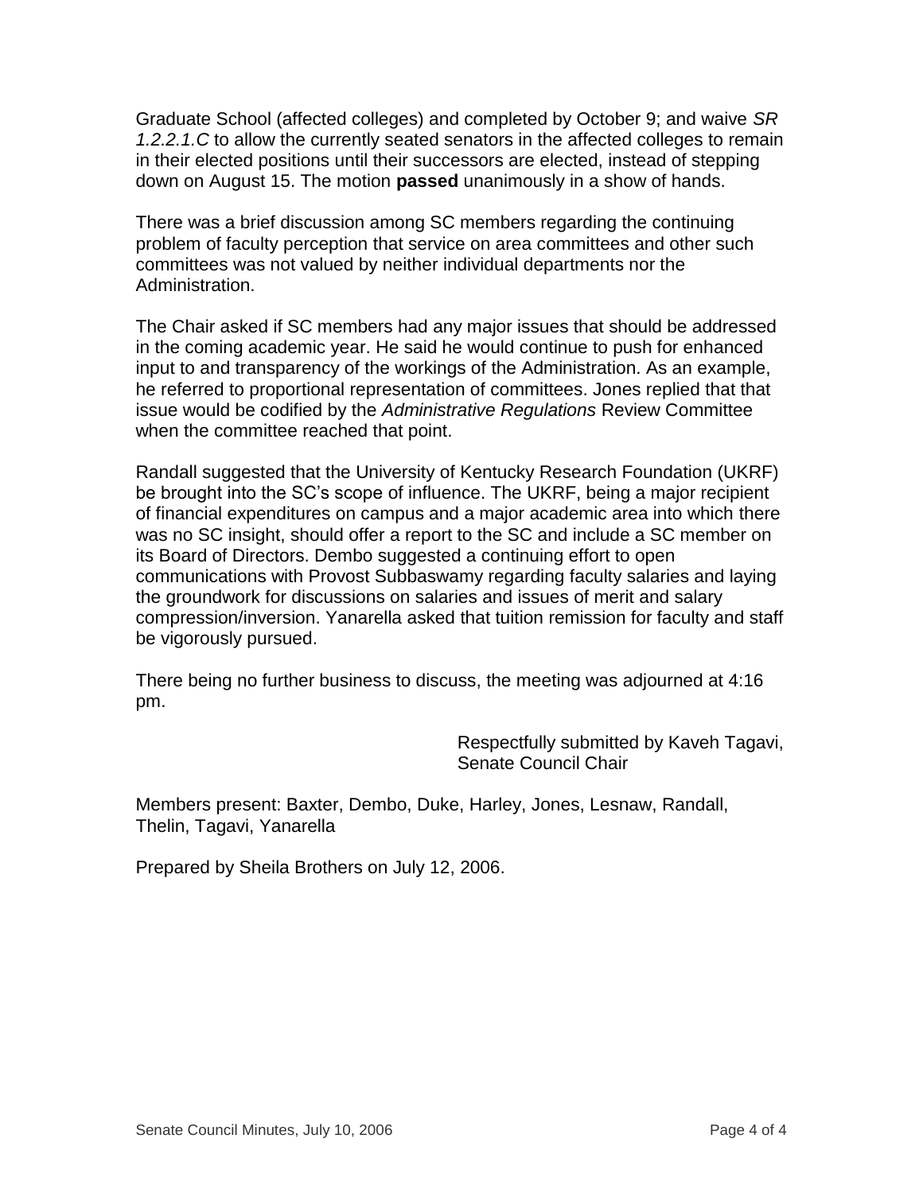Graduate School (affected colleges) and completed by October 9; and waive *SR 1.2.2.1.C* to allow the currently seated senators in the affected colleges to remain in their elected positions until their successors are elected, instead of stepping down on August 15. The motion **passed** unanimously in a show of hands.

There was a brief discussion among SC members regarding the continuing problem of faculty perception that service on area committees and other such committees was not valued by neither individual departments nor the Administration.

The Chair asked if SC members had any major issues that should be addressed in the coming academic year. He said he would continue to push for enhanced input to and transparency of the workings of the Administration. As an example, he referred to proportional representation of committees. Jones replied that that issue would be codified by the *Administrative Regulations* Review Committee when the committee reached that point.

Randall suggested that the University of Kentucky Research Foundation (UKRF) be brought into the SC's scope of influence. The UKRF, being a major recipient of financial expenditures on campus and a major academic area into which there was no SC insight, should offer a report to the SC and include a SC member on its Board of Directors. Dembo suggested a continuing effort to open communications with Provost Subbaswamy regarding faculty salaries and laying the groundwork for discussions on salaries and issues of merit and salary compression/inversion. Yanarella asked that tuition remission for faculty and staff be vigorously pursued.

There being no further business to discuss, the meeting was adjourned at 4:16 pm.

Respectfully submitted by Kaveh Tagavi,
Senate Council Chair

Members present: Baxter, Dembo, Duke, Harley, Jones, Lesnaw, Randall, Thelin, Tagavi, Yanarella

Prepared by Sheila Brothers on July 12, 2006.